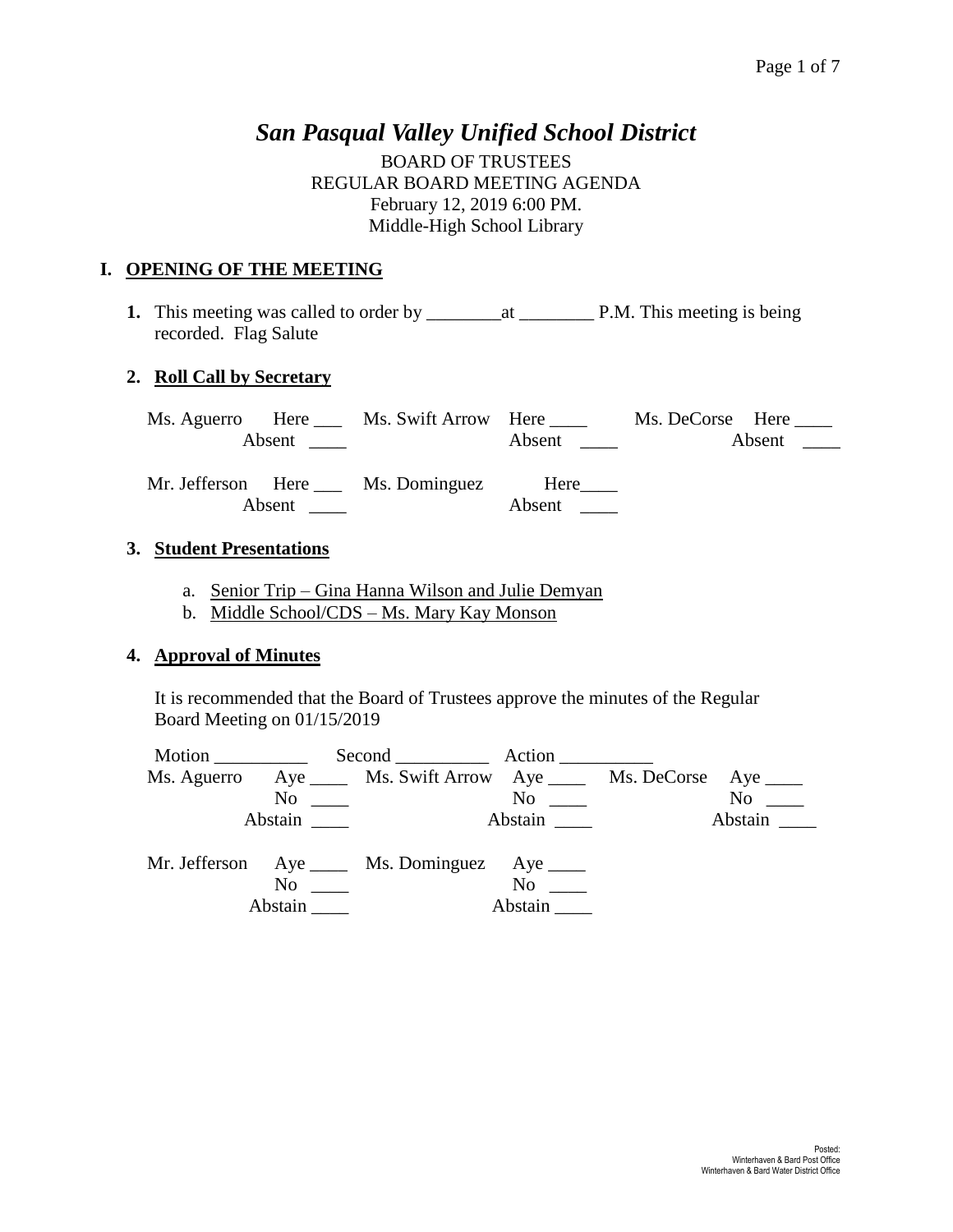# *San Pasqual Valley Unified School District*

BOARD OF TRUSTEES
REGULAR BOARD MEETING AGENDA
February 12, 2019 6:00 PM.
Middle-High School Library

## I. OPENING OF THE MEETING

**1.** This meeting was called to order by ________at ________ P.M. This meeting is being recorded. Flag Salute

### 2. Roll Call by Secretary

Ms. Aguerro Here ___ Absent ____ Ms. Swift Arrow Here ____ Absent ____ Ms. DeCorse Here ____ Absent ____

Mr. Jefferson Here ___ Absent ____ Ms. Dominguez Here____ Absent ____

### 3. Student Presentations

a. Senior Trip – Gina Hanna Wilson and Julie Demyan
b. Middle School/CDS – Ms. Mary Kay Monson

### 4. Approval of Minutes

It is recommended that the Board of Trustees approve the minutes of the Regular Board Meeting on 01/15/2019

Motion __________ Second __________ Action __________

Ms. Aguerro Aye ____ No ____ Abstain ____ Ms. Swift Arrow Aye ____ No ____ Abstain ____ Ms. DeCorse Aye ____ No ____ Abstain ____

Mr. Jefferson Aye ____ No ____ Abstain ____ Ms. Dominguez Aye ____ No ____ Abstain ____

Posted:
Winterhaven & Bard Post Office
Winterhaven & Bard Water District Office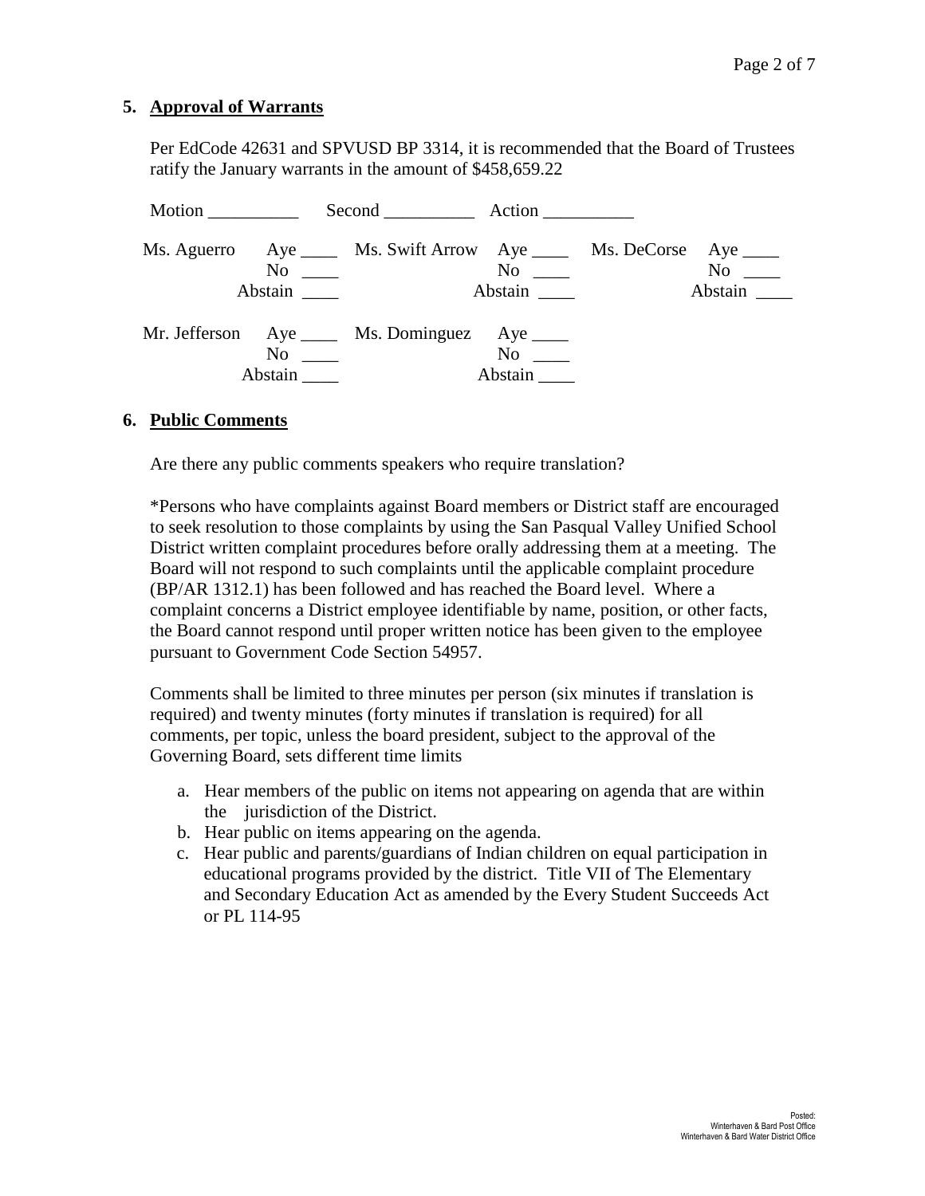**5. Approval of Warrants**

Per EdCode 42631 and SPVUSD BP 3314, it is recommended that the Board of Trustees ratify the January warrants in the amount of $458,659.22

Motion __________ Second __________ Action __________

| | | | | | |
|---|---|---|---|---|---|
| Ms. Aguerro | Aye ____<br>No ____<br>Abstain ____ | Ms. Swift Arrow | Aye ____<br>No ____<br>Abstain ____ | Ms. DeCorse | Aye ____<br>No ____<br>Abstain ____ |
| Mr. Jefferson | Aye ____<br>No ____<br>Abstain ____ | Ms. Dominguez | Aye ____<br>No ____<br>Abstain ____ | | |

**6. Public Comments**

Are there any public comments speakers who require translation?

*Persons who have complaints against Board members or District staff are encouraged to seek resolution to those complaints by using the San Pasqual Valley Unified School District written complaint procedures before orally addressing them at a meeting. The Board will not respond to such complaints until the applicable complaint procedure (BP/AR 1312.1) has been followed and has reached the Board level. Where a complaint concerns a District employee identifiable by name, position, or other facts, the Board cannot respond until proper written notice has been given to the employee pursuant to Government Code Section 54957.

Comments shall be limited to three minutes per person (six minutes if translation is required) and twenty minutes (forty minutes if translation is required) for all comments, per topic, unless the board president, subject to the approval of the Governing Board, sets different time limits

a. Hear members of the public on items not appearing on agenda that are within the jurisdiction of the District.
b. Hear public on items appearing on the agenda.
c. Hear public and parents/guardians of Indian children on equal participation in educational programs provided by the district. Title VII of The Elementary and Secondary Education Act as amended by the Every Student Succeeds Act or PL 114-95

Posted:
Winterhaven & Bard Post Office
Winterhaven & Bard Water District Office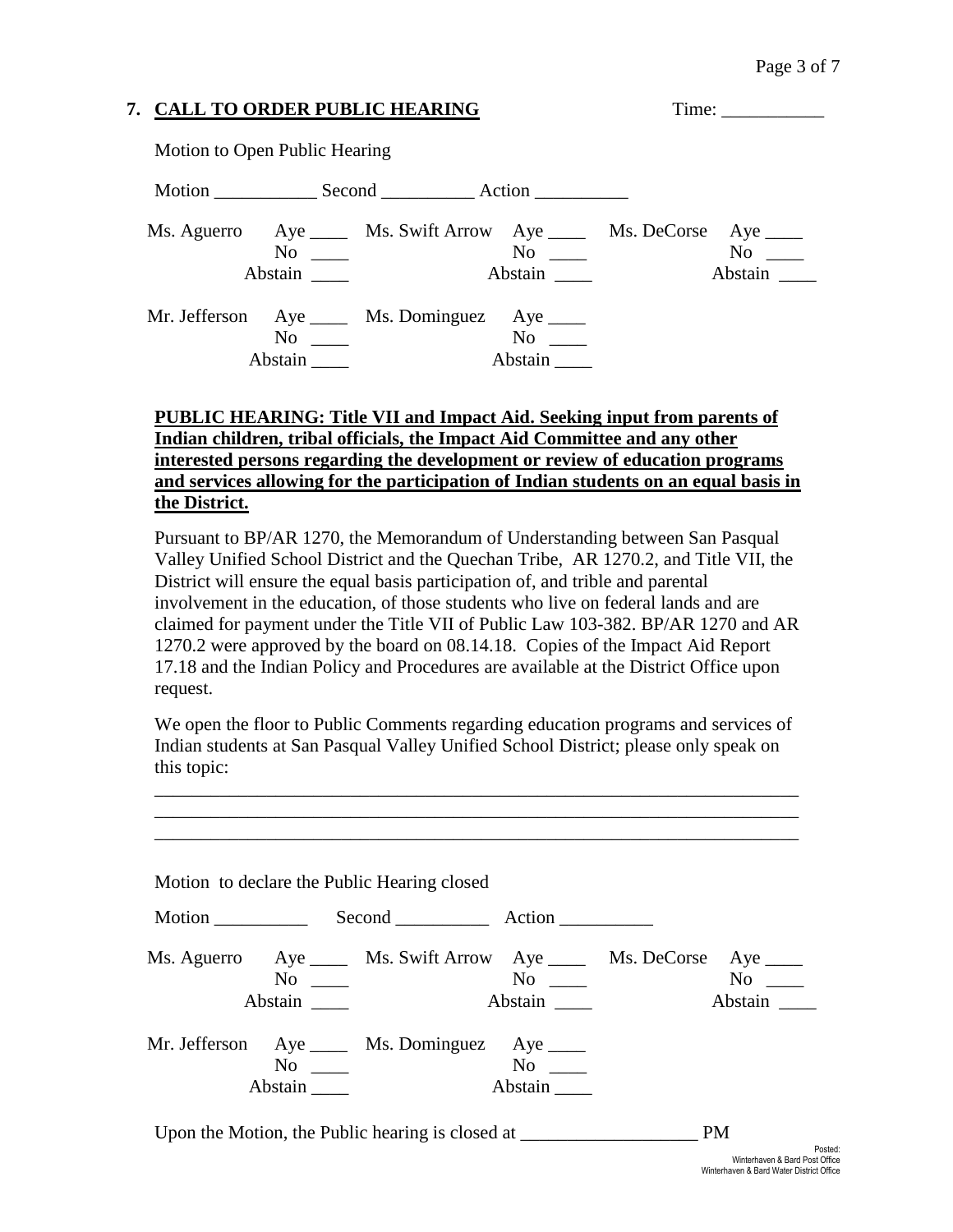## 7. CALL TO ORDER PUBLIC HEARING

Time: ___________

Motion to Open Public Hearing

Motion ___________ Second __________ Action __________

| | | | | | |
|---|---|---|---|---|---|
| Ms. Aguerro | Aye ____ No ____ Abstain ____ | Ms. Swift Arrow | Aye ____ No ____ Abstain ____ | Ms. DeCorse | Aye ____ No ____ Abstain ____ |
| Mr. Jefferson | Aye ____ No ____ Abstain ____ | Ms. Dominguez | Aye ____ No ____ Abstain ____ | | |

**PUBLIC HEARING: Title VII and Impact Aid. Seeking input from parents of Indian children, tribal officials, the Impact Aid Committee and any other interested persons regarding the development or review of education programs and services allowing for the participation of Indian students on an equal basis in the District.**

Pursuant to BP/AR 1270, the Memorandum of Understanding between San Pasqual Valley Unified School District and the Quechan Tribe, AR 1270.2, and Title VII, the District will ensure the equal basis participation of, and trible and parental involvement in the education, of those students who live on federal lands and are claimed for payment under the Title VII of Public Law 103-382. BP/AR 1270 and AR 1270.2 were approved by the board on 08.14.18. Copies of the Impact Aid Report 17.18 and the Indian Policy and Procedures are available at the District Office upon request.

We open the floor to Public Comments regarding education programs and services of Indian students at San Pasqual Valley Unified School District; please only speak on this topic:

______________________________________________________________________

______________________________________________________________________

______________________________________________________________________

Motion to declare the Public Hearing closed

Motion __________ Second __________ Action __________

| | | | | | |
|---|---|---|---|---|---|
| Ms. Aguerro | Aye ____ No ____ Abstain ____ | Ms. Swift Arrow | Aye ____ No ____ Abstain ____ | Ms. DeCorse | Aye ____ No ____ Abstain ____ |
| Mr. Jefferson | Aye ____ No ____ Abstain ____ | Ms. Dominguez | Aye ____ No ____ Abstain ____ | | |

Upon the Motion, the Public hearing is closed at ___________________ PM

Posted:
Winterhaven & Bard Post Office
Winterhaven & Bard Water District Office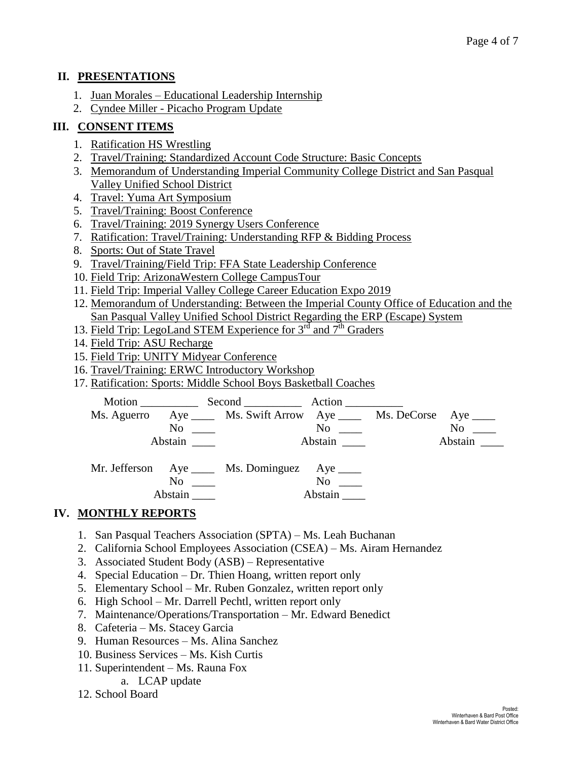## II. PRESENTATIONS

1. Juan Morales – Educational Leadership Internship
2. Cyndee Miller - Picacho Program Update

## III. CONSENT ITEMS

1. Ratification HS Wrestling
2. Travel/Training: Standardized Account Code Structure: Basic Concepts
3. Memorandum of Understanding Imperial Community College District and San Pasqual Valley Unified School District
4. Travel: Yuma Art Symposium
5. Travel/Training: Boost Conference
6. Travel/Training: 2019 Synergy Users Conference
7. Ratification: Travel/Training: Understanding RFP & Bidding Process
8. Sports: Out of State Travel
9. Travel/Training/Field Trip: FFA State Leadership Conference
10. Field Trip: ArizonaWestern College CampusTour
11. Field Trip: Imperial Valley College Career Education Expo 2019
12. Memorandum of Understanding: Between the Imperial County Office of Education and the San Pasqual Valley Unified School District Regarding the ERP (Escape) System
13. Field Trip: LegoLand STEM Experience for 3rd and 7th Graders
14. Field Trip: ASU Recharge
15. Field Trip: UNITY Midyear Conference
16. Travel/Training: ERWC Introductory Workshop
17. Ratification: Sports: Middle School Boys Basketball Coaches

Motion __________ Second __________ Action __________

| | | | | | |
|---|---|---|---|---|---|
| Ms. Aguerro | Aye ____ | Ms. Swift Arrow | Aye ____ | Ms. DeCorse | Aye ____ |
| | No ____ | | No ____ | | No ____ |
| | Abstain ____ | | Abstain ____ | | Abstain ____ |
| Mr. Jefferson | Aye ____ | Ms. Dominguez | Aye ____ | | |
| | No ____ | | No ____ | | |
| | Abstain ____ | | Abstain ____ | | |

## IV. MONTHLY REPORTS

1. San Pasqual Teachers Association (SPTA) – Ms. Leah Buchanan
2. California School Employees Association (CSEA) – Ms. Airam Hernandez
3. Associated Student Body (ASB) – Representative
4. Special Education – Dr. Thien Hoang, written report only
5. Elementary School – Mr. Ruben Gonzalez, written report only
6. High School – Mr. Darrell Pechtl, written report only
7. Maintenance/Operations/Transportation – Mr. Edward Benedict
8. Cafeteria – Ms. Stacey Garcia
9. Human Resources – Ms. Alina Sanchez
10. Business Services – Ms. Kish Curtis
11. Superintendent – Ms. Rauna Fox
    a. LCAP update
12. School Board

Posted:
Winterhaven & Bard Post Office
Winterhaven & Bard Water District Office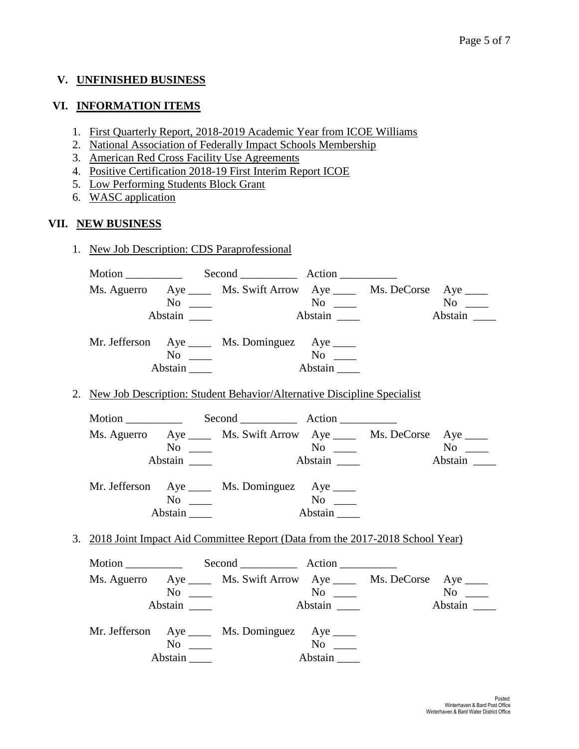## V. UNFINISHED BUSINESS

## VI. INFORMATION ITEMS

1. First Quarterly Report, 2018-2019 Academic Year from ICOE Williams
2. National Association of Federally Impact Schools Membership
3. American Red Cross Facility Use Agreements
4. Positive Certification 2018-19 First Interim Report ICOE
5. Low Performing Students Block Grant
6. WASC application

## VII. NEW BUSINESS

1. New Job Description: CDS Paraprofessional

   Motion __________ Second __________ Action __________

   Ms. Aguerro Aye ____ No ____ Abstain ____
   Ms. Swift Arrow Aye ____ No ____ Abstain ____
   Ms. DeCorse Aye ____ No ____ Abstain ____
   Mr. Jefferson Aye ____ No ____ Abstain ____
   Ms. Dominguez Aye ____ No ____ Abstain ____

2. New Job Description: Student Behavior/Alternative Discipline Specialist

   Motion __________ Second __________ Action __________

   Ms. Aguerro Aye ____ No ____ Abstain ____
   Ms. Swift Arrow Aye ____ No ____ Abstain ____
   Ms. DeCorse Aye ____ No ____ Abstain ____
   Mr. Jefferson Aye ____ No ____ Abstain ____
   Ms. Dominguez Aye ____ No ____ Abstain ____

3. 2018 Joint Impact Aid Committee Report (Data from the 2017-2018 School Year)

   Motion __________ Second __________ Action __________

   Ms. Aguerro Aye ____ No ____ Abstain ____
   Ms. Swift Arrow Aye ____ No ____ Abstain ____
   Ms. DeCorse Aye ____ No ____ Abstain ____
   Mr. Jefferson Aye ____ No ____ Abstain ____
   Ms. Dominguez Aye ____ No ____ Abstain ____

Posted:
Winterhaven & Bard Post Office
Winterhaven & Bard Water District Office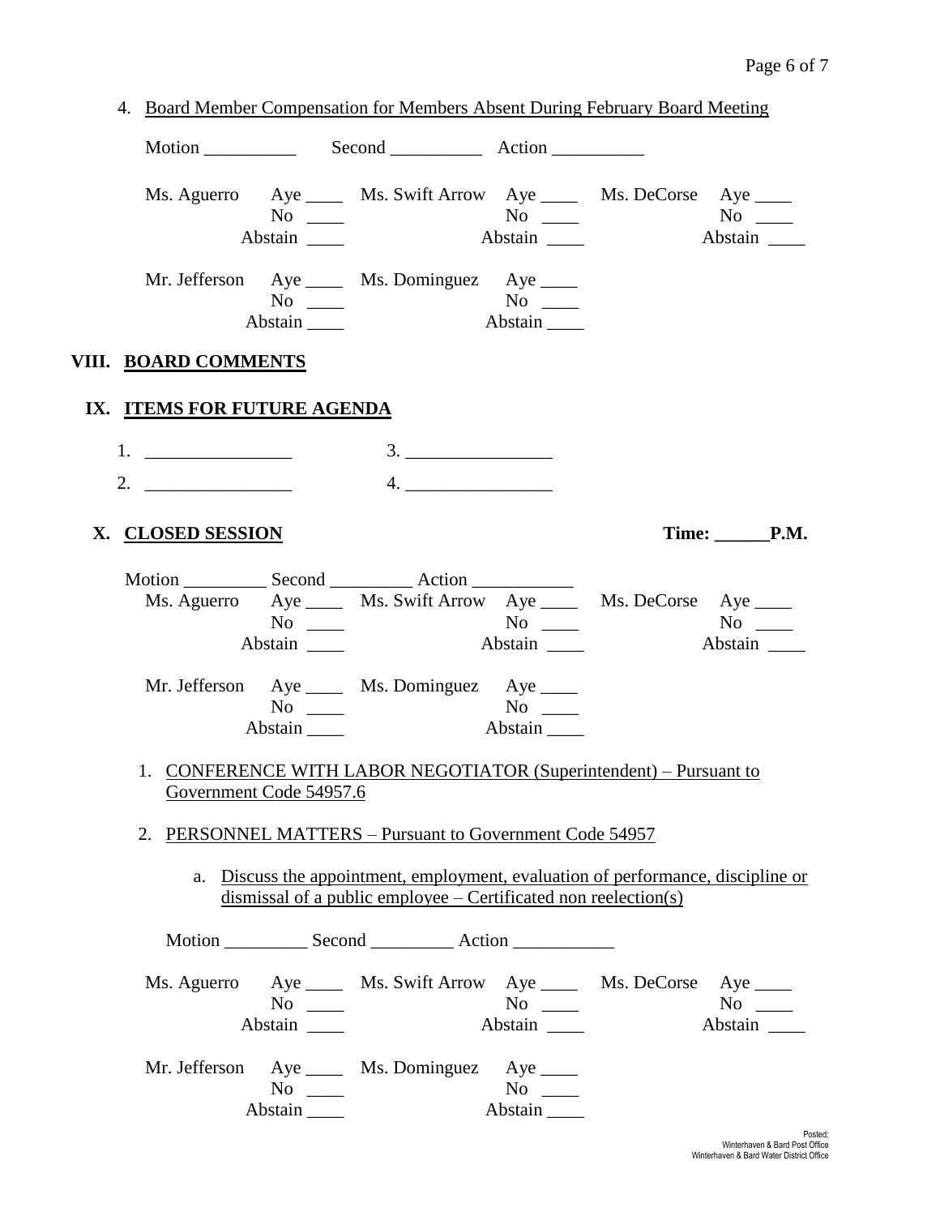4. Board Member Compensation for Members Absent During February Board Meeting

Motion __________ Second __________ Action __________

| | | | | | |
|---|---|---|---|---|---|
| Ms. Aguerro | Aye ____ | Ms. Swift Arrow | Aye ____ | Ms. DeCorse | Aye ____ |
| | No ____ | | No ____ | | No ____ |
| | Abstain ____ | | Abstain ____ | | Abstain ____ |
| Mr. Jefferson | Aye ____ | Ms. Dominguez | Aye ____ | | |
| | No ____ | | No ____ | | |
| | Abstain ____ | | Abstain ____ | | |

## VIII. BOARD COMMENTS

## IX. ITEMS FOR FUTURE AGENDA

1. ________________ 3. ________________
2. ________________ 4. ________________

## X. CLOSED SESSION

**Time: ______P.M.**

Motion _________ Second _________ Action ___________

| | | | | | |
|---|---|---|---|---|---|
| Ms. Aguerro | Aye ____ | Ms. Swift Arrow | Aye ____ | Ms. DeCorse | Aye ____ |
| | No ____ | | No ____ | | No ____ |
| | Abstain ____ | | Abstain ____ | | Abstain ____ |
| Mr. Jefferson | Aye ____ | Ms. Dominguez | Aye ____ | | |
| | No ____ | | No ____ | | |
| | Abstain ____ | | Abstain ____ | | |

1. CONFERENCE WITH LABOR NEGOTIATOR (Superintendent) – Pursuant to Government Code 54957.6

2. PERSONNEL MATTERS – Pursuant to Government Code 54957

   a. Discuss the appointment, employment, evaluation of performance, discipline or dismissal of a public employee – Certificated non reelection(s)

Motion _________ Second _________ Action ___________

| | | | | | |
|---|---|---|---|---|---|
| Ms. Aguerro | Aye ____ | Ms. Swift Arrow | Aye ____ | Ms. DeCorse | Aye ____ |
| | No ____ | | No ____ | | No ____ |
| | Abstain ____ | | Abstain ____ | | Abstain ____ |
| Mr. Jefferson | Aye ____ | Ms. Dominguez | Aye ____ | | |
| | No ____ | | No ____ | | |
| | Abstain ____ | | Abstain ____ | | |

Posted:
Winterhaven & Bard Post Office
Winterhaven & Bard Water District Office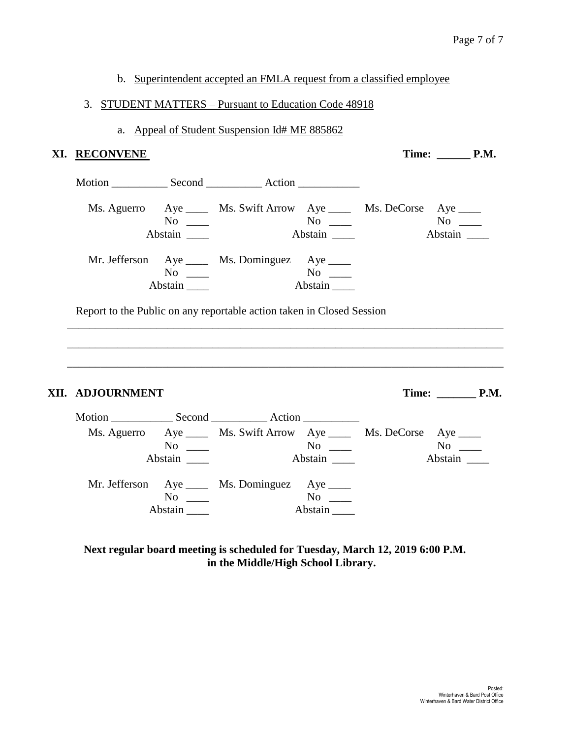b. Superintendent accepted an FMLA request from a classified employee

3. STUDENT MATTERS – Pursuant to Education Code 48918

a. Appeal of Student Suspension Id# ME 885862

## XI. RECONVENE

Time: ______ P.M.

Motion __________ Second __________ Action ___________

Ms. Aguerro Aye ____ No ____ Abstain ____

Ms. Swift Arrow Aye ____ No ____ Abstain ____

Ms. DeCorse Aye ____ No ____ Abstain ____

Mr. Jefferson Aye ____ No ____ Abstain ____

Ms. Dominguez Aye ____ No ____ Abstain ____

Report to the Public on any reportable action taken in Closed Session

_______________________________________________________________________________

_______________________________________________________________________________

_______________________________________________________________________________

## XII. ADJOURNMENT

Time: _______ P.M.

Motion ___________ Second __________ Action __________

Ms. Aguerro Aye ____ No ____ Abstain ____

Ms. Swift Arrow Aye ____ No ____ Abstain ____

Ms. DeCorse Aye ____ No ____ Abstain ____

Mr. Jefferson Aye ____ No ____ Abstain ____

Ms. Dominguez Aye ____ No ____ Abstain ____

**Next regular board meeting is scheduled for Tuesday, March 12, 2019 6:00 P.M. in the Middle/High School Library.**

Posted:
Winterhaven & Bard Post Office
Winterhaven & Bard Water District Office